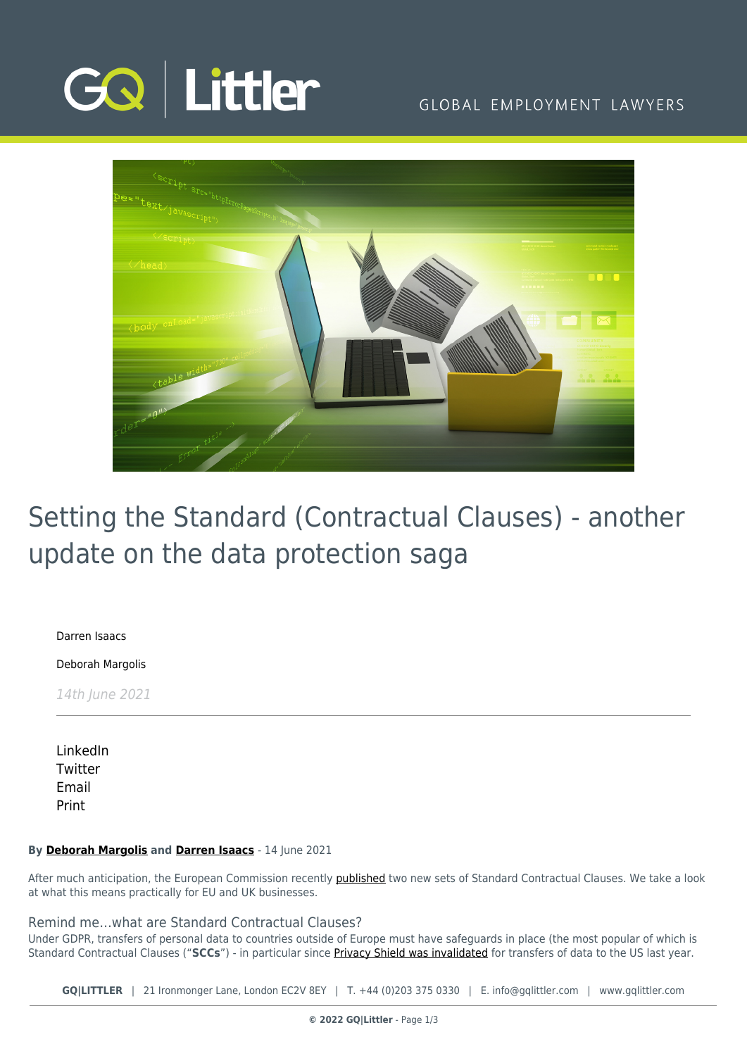# Setting the Standard (Contractual Clauses) - another update on the data protection saga

Darren Isaacs

Deborah Margolis

*14th June 2021*

LinkedIn
Twitter
Email
Print

**By Deborah Margolis and Darren Isaacs** - 14 June 2021

After much anticipation, the European Commission recently published two new sets of Standard Contractual Clauses. We take a look at what this means practically for EU and UK businesses.

## Remind me...what are Standard Contractual Clauses?

Under GDPR, transfers of personal data to countries outside of Europe must have safeguards in place (the most popular of which is Standard Contractual Clauses ("**SCCs**") - in particular since Privacy Shield was invalidated for transfers of data to the US last year.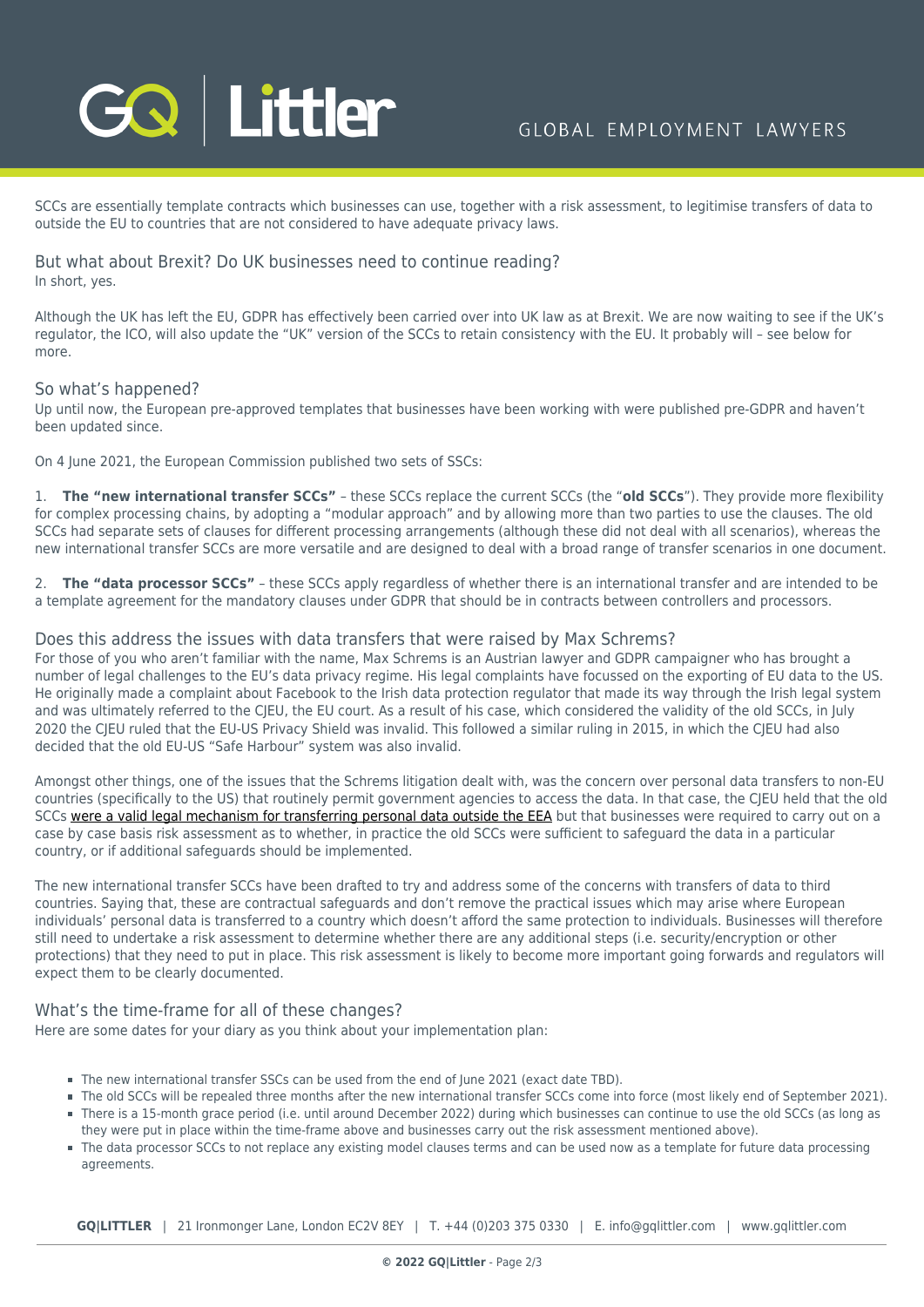SCCs are essentially template contracts which businesses can use, together with a risk assessment, to legitimise transfers of data to outside the EU to countries that are not considered to have adequate privacy laws.

## But what about Brexit? Do UK businesses need to continue reading?

In short, yes.

Although the UK has left the EU, GDPR has effectively been carried over into UK law as at Brexit. We are now waiting to see if the UK's regulator, the ICO, will also update the "UK" version of the SCCs to retain consistency with the EU. It probably will – see below for more.

## So what's happened?

Up until now, the European pre-approved templates that businesses have been working with were published pre-GDPR and haven't been updated since.

On 4 June 2021, the European Commission published two sets of SSCs:

1. **The "new international transfer SCCs"** – these SCCs replace the current SCCs (the "**old SCCs**"). They provide more flexibility for complex processing chains, by adopting a "modular approach" and by allowing more than two parties to use the clauses. The old SCCs had separate sets of clauses for different processing arrangements (although these did not deal with all scenarios), whereas the new international transfer SCCs are more versatile and are designed to deal with a broad range of transfer scenarios in one document.
2. **The "data processor SCCs"** – these SCCs apply regardless of whether there is an international transfer and are intended to be a template agreement for the mandatory clauses under GDPR that should be in contracts between controllers and processors.

## Does this address the issues with data transfers that were raised by Max Schrems?

For those of you who aren't familiar with the name, Max Schrems is an Austrian lawyer and GDPR campaigner who has brought a number of legal challenges to the EU's data privacy regime. His legal complaints have focussed on the exporting of EU data to the US. He originally made a complaint about Facebook to the Irish data protection regulator that made its way through the Irish legal system and was ultimately referred to the CJEU, the EU court. As a result of his case, which considered the validity of the old SCCs, in July 2020 the CJEU ruled that the EU-US Privacy Shield was invalid. This followed a similar ruling in 2015, in which the CJEU had also decided that the old EU-US "Safe Harbour" system was also invalid.

Amongst other things, one of the issues that the Schrems litigation dealt with, was the concern over personal data transfers to non-EU countries (specifically to the US) that routinely permit government agencies to access the data. In that case, the CJEU held that the old SCCs were a valid legal mechanism for transferring personal data outside the EEA but that businesses were required to carry out on a case by case basis risk assessment as to whether, in practice the old SCCs were sufficient to safeguard the data in a particular country, or if additional safeguards should be implemented.

The new international transfer SCCs have been drafted to try and address some of the concerns with transfers of data to third countries. Saying that, these are contractual safeguards and don't remove the practical issues which may arise where European individuals' personal data is transferred to a country which doesn't afford the same protection to individuals. Businesses will therefore still need to undertake a risk assessment to determine whether there are any additional steps (i.e. security/encryption or other protections) that they need to put in place. This risk assessment is likely to become more important going forwards and regulators will expect them to be clearly documented.

## What's the time-frame for all of these changes?

Here are some dates for your diary as you think about your implementation plan:

- The new international transfer SSCs can be used from the end of June 2021 (exact date TBD).
- The old SCCs will be repealed three months after the new international transfer SCCs come into force (most likely end of September 2021).
- There is a 15-month grace period (i.e. until around December 2022) during which businesses can continue to use the old SCCs (as long as they were put in place within the time-frame above and businesses carry out the risk assessment mentioned above).
- The data processor SSCs to not replace any existing model clauses terms and can be used now as a template for future data processing agreements.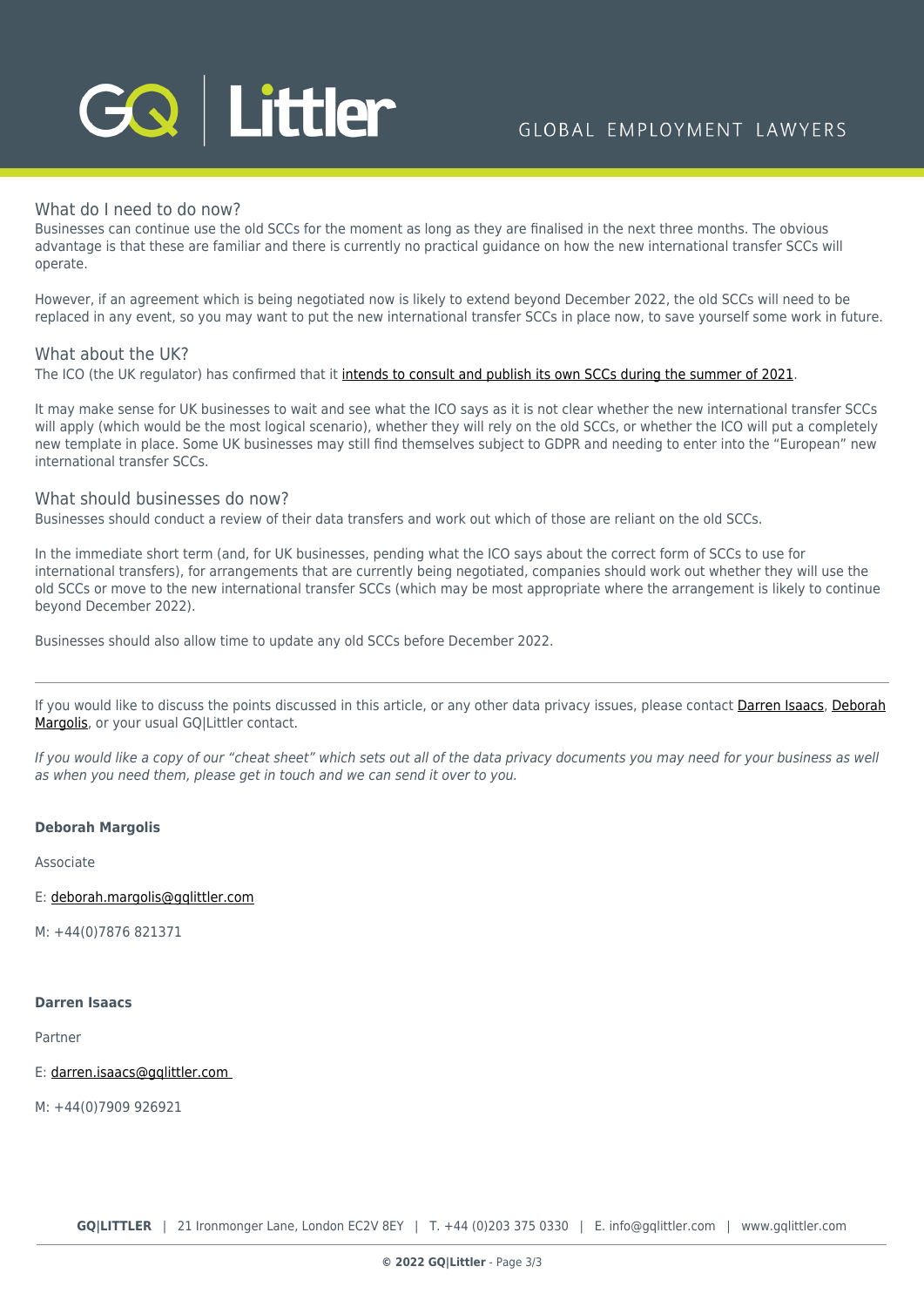## What do I need to do now?

Businesses can continue use the old SCCs for the moment as long as they are finalised in the next three months. The obvious advantage is that these are familiar and there is currently no practical guidance on how the new international transfer SCCs will operate.

However, if an agreement which is being negotiated now is likely to extend beyond December 2022, the old SCCs will need to be replaced in any event, so you may want to put the new international transfer SCCs in place now, to save yourself some work in future.

## What about the UK?

The ICO (the UK regulator) has confirmed that it intends to consult and publish its own SCCs during the summer of 2021.

It may make sense for UK businesses to wait and see what the ICO says as it is not clear whether the new international transfer SCCs will apply (which would be the most logical scenario), whether they will rely on the old SCCs, or whether the ICO will put a completely new template in place. Some UK businesses may still find themselves subject to GDPR and needing to enter into the "European" new international transfer SCCs.

## What should businesses do now?

Businesses should conduct a review of their data transfers and work out which of those are reliant on the old SCCs.

In the immediate short term (and, for UK businesses, pending what the ICO says about the correct form of SCCs to use for international transfers), for arrangements that are currently being negotiated, companies should work out whether they will use the old SCCs or move to the new international transfer SCCs (which may be most appropriate where the arrangement is likely to continue beyond December 2022).

Businesses should also allow time to update any old SCCs before December 2022.

---

If you would like to discuss the points discussed in this article, or any other data privacy issues, please contact Darren Isaacs, Deborah Margolis, or your usual GQ|Littler contact.

*If you would like a copy of our "cheat sheet" which sets out all of the data privacy documents you may need for your business as well as when you need them, please get in touch and we can send it over to you.*

**Deborah Margolis**

Associate

E: deborah.margolis@gqlittler.com

M: +44(0)7876 821371

**Darren Isaacs**

Partner

E: darren.isaacs@gqlittler.com

M: +44(0)7909 926921